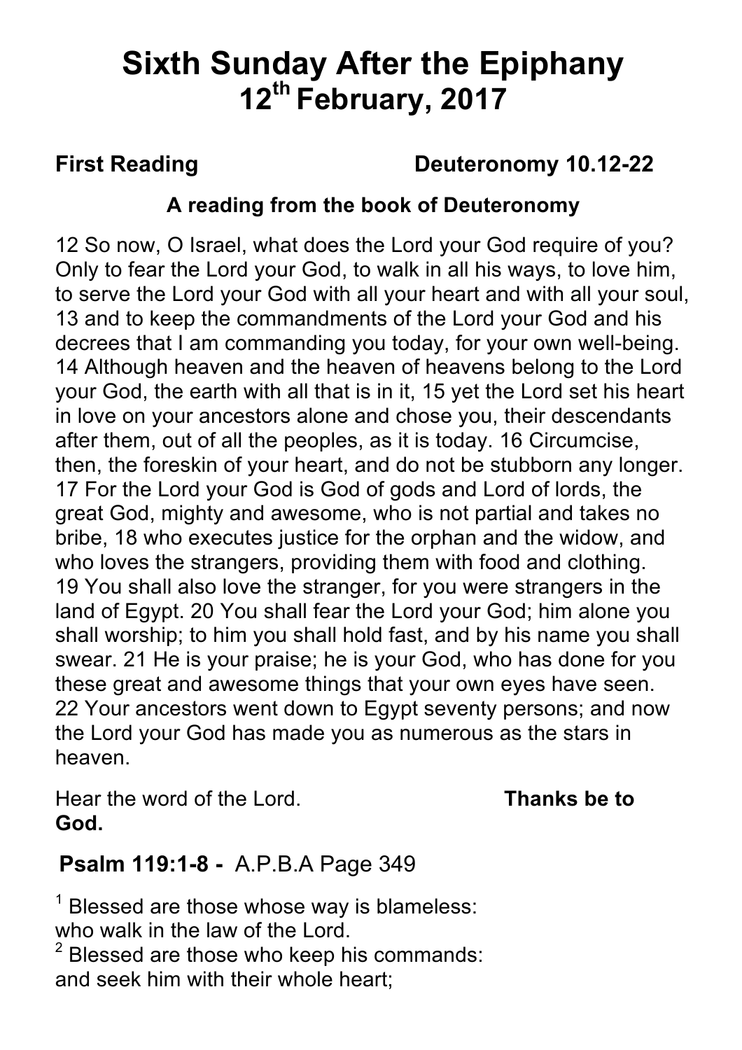# Sixth Sunday After the Epiphany
# 12th February, 2017

**First Reading** **Deuteronomy 10.12-22**

**A reading from the book of Deuteronomy**

12 So now, O Israel, what does the Lord your God require of you? Only to fear the Lord your God, to walk in all his ways, to love him, to serve the Lord your God with all your heart and with all your soul, 13 and to keep the commandments of the Lord your God and his decrees that I am commanding you today, for your own well-being. 14 Although heaven and the heaven of heavens belong to the Lord your God, the earth with all that is in it, 15 yet the Lord set his heart in love on your ancestors alone and chose you, their descendants after them, out of all the peoples, as it is today. 16 Circumcise, then, the foreskin of your heart, and do not be stubborn any longer. 17 For the Lord your God is God of gods and Lord of lords, the great God, mighty and awesome, who is not partial and takes no bribe, 18 who executes justice for the orphan and the widow, and who loves the strangers, providing them with food and clothing. 19 You shall also love the stranger, for you were strangers in the land of Egypt. 20 You shall fear the Lord your God; him alone you shall worship; to him you shall hold fast, and by his name you shall swear. 21 He is your praise; he is your God, who has done for you these great and awesome things that your own eyes have seen. 22 Your ancestors went down to Egypt seventy persons; and now the Lord your God has made you as numerous as the stars in heaven.

Hear the word of the Lord. **Thanks be to God.**

**Psalm 119:1-8 -** A.P.B.A Page 349

[1] Blessed are those whose way is blameless:
who walk in the law of the Lord.
[2] Blessed are those who keep his commands:
and seek him with their whole heart;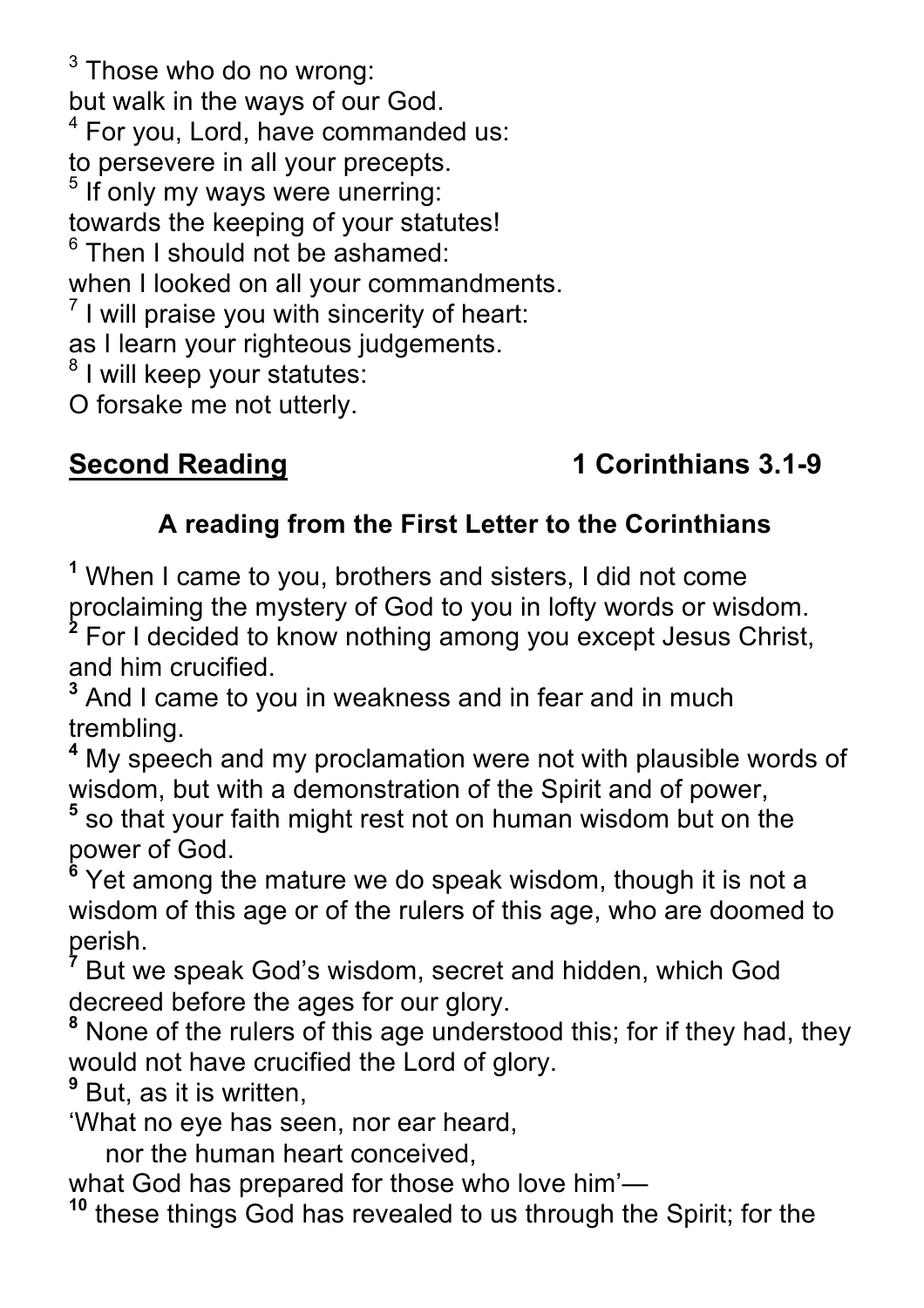[3] Those who do no wrong:
but walk in the ways of our God.
[4] For you, Lord, have commanded us:
to persevere in all your precepts.
[5] If only my ways were unerring:
towards the keeping of your statutes!
[6] Then I should not be ashamed:
when I looked on all your commandments.
[7] I will praise you with sincerity of heart:
as I learn your righteous judgements.
[8] I will keep your statutes:
O forsake me not utterly.

**Second Reading** **1 Corinthians 3.1-9**

**A reading from the First Letter to the Corinthians**

**[1]** When I came to you, brothers and sisters, I did not come proclaiming the mystery of God to you in lofty words or wisdom.
**[2]** For I decided to know nothing among you except Jesus Christ, and him crucified.
**[3]** And I came to you in weakness and in fear and in much trembling.
**[4]** My speech and my proclamation were not with plausible words of wisdom, but with a demonstration of the Spirit and of power,
**[5]** so that your faith might rest not on human wisdom but on the power of God.
**[6]** Yet among the mature we do speak wisdom, though it is not a wisdom of this age or of the rulers of this age, who are doomed to perish.
**[7]** But we speak God's wisdom, secret and hidden, which God decreed before the ages for our glory.
**[8]** None of the rulers of this age understood this; for if they had, they would not have crucified the Lord of glory.
**[9]** But, as it is written,
'What no eye has seen, nor ear heard,
  nor the human heart conceived,
what God has prepared for those who love him'—
**[10]** these things God has revealed to us through the Spirit; for the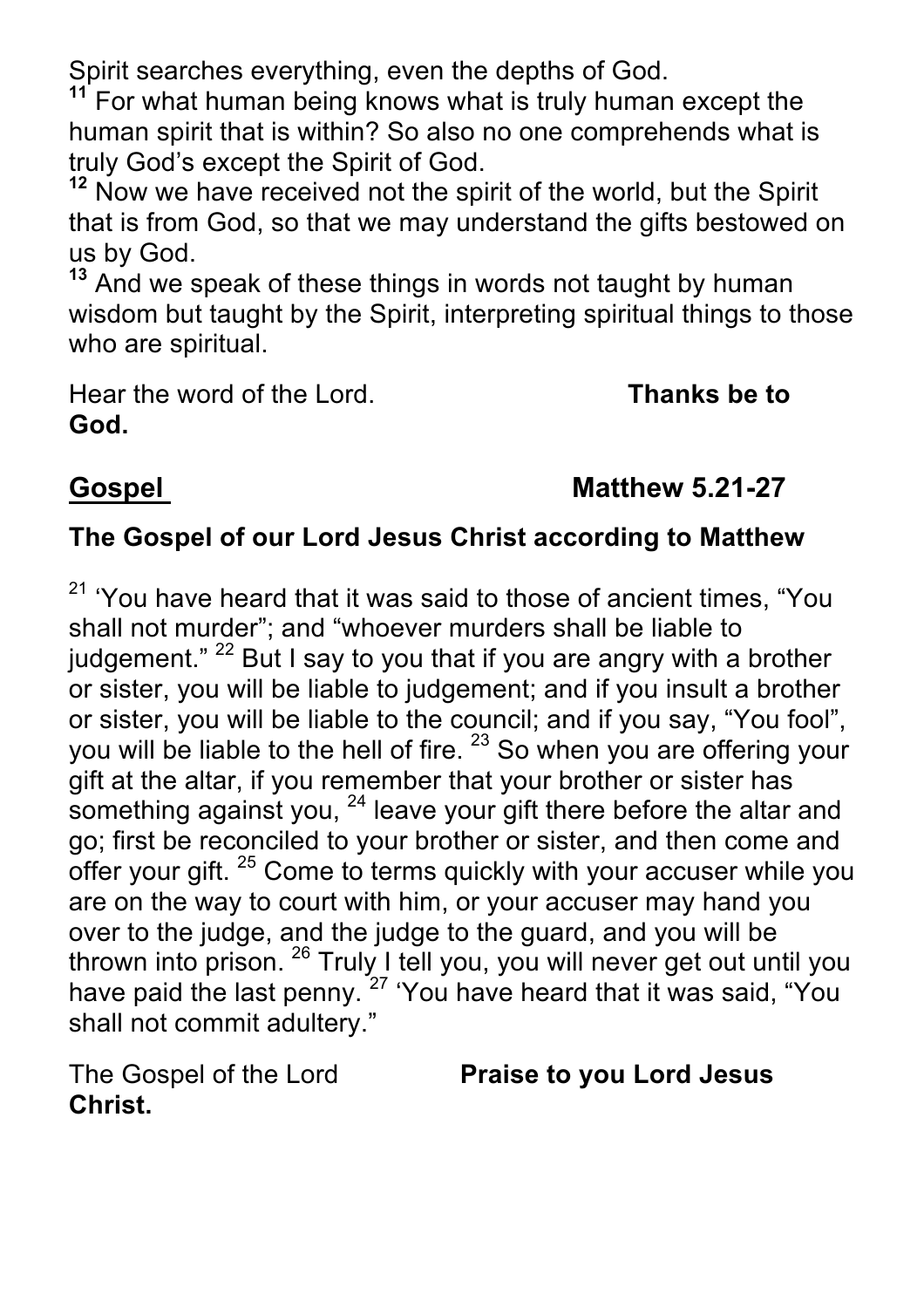Spirit searches everything, even the depths of God.

**11** For what human being knows what is truly human except the human spirit that is within? So also no one comprehends what is truly God's except the Spirit of God.

**12** Now we have received not the spirit of the world, but the Spirit that is from God, so that we may understand the gifts bestowed on us by God.

**13** And we speak of these things in words not taught by human wisdom but taught by the Spirit, interpreting spiritual things to those who are spiritual.

Hear the word of the Lord. **Thanks be to God.**

## **<u>Gospel</u>** **Matthew 5.21-27**

**The Gospel of our Lord Jesus Christ according to Matthew**

21 'You have heard that it was said to those of ancient times, "You shall not murder"; and "whoever murders shall be liable to judgement." 22 But I say to you that if you are angry with a brother or sister, you will be liable to judgement; and if you insult a brother or sister, you will be liable to the council; and if you say, "You fool", you will be liable to the hell of fire. 23 So when you are offering your gift at the altar, if you remember that your brother or sister has something against you, 24 leave your gift there before the altar and go; first be reconciled to your brother or sister, and then come and offer your gift. 25 Come to terms quickly with your accuser while you are on the way to court with him, or your accuser may hand you over to the judge, and the judge to the guard, and you will be thrown into prison. 26 Truly I tell you, you will never get out until you have paid the last penny. 27 'You have heard that it was said, "You shall not commit adultery."

The Gospel of the Lord **Praise to you Lord Jesus Christ.**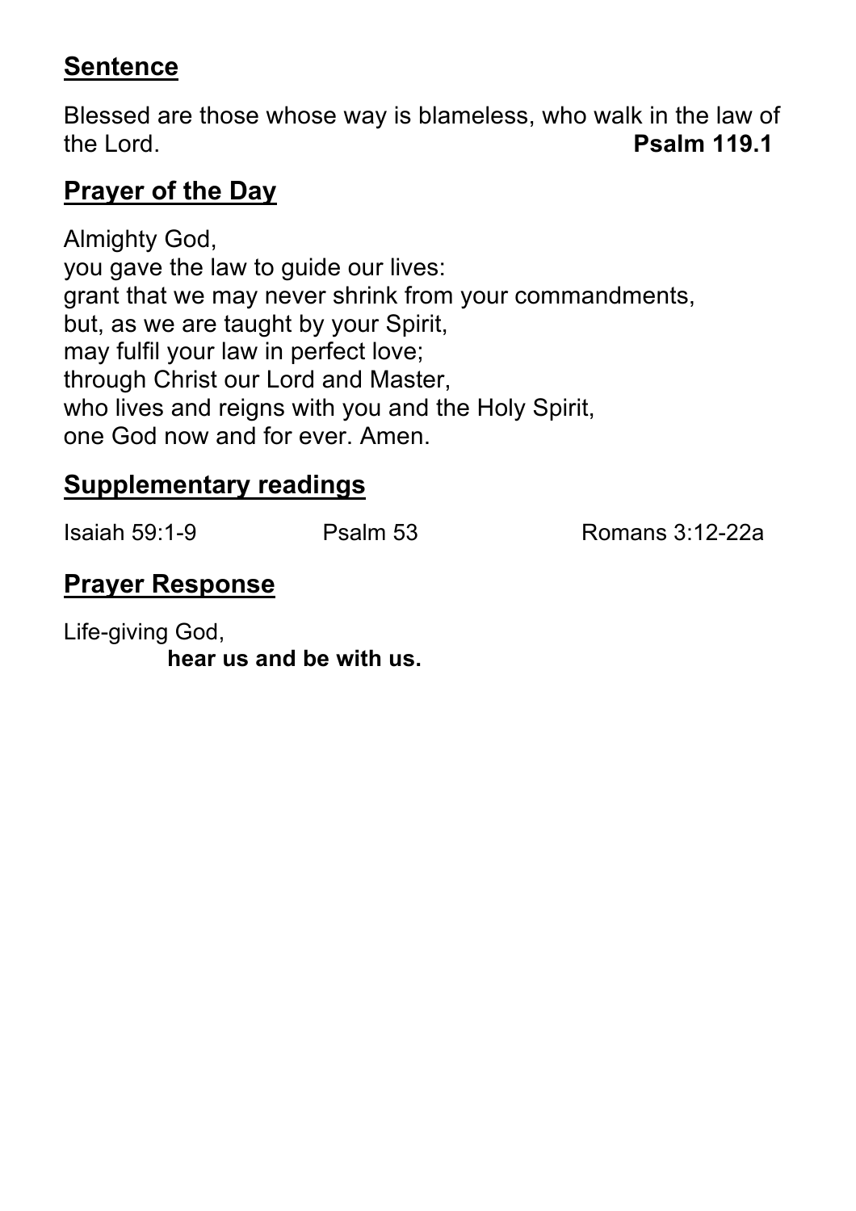## Sentence

Blessed are those whose way is blameless, who walk in the law of the Lord. **Psalm 119.1**

## Prayer of the Day

Almighty God,
you gave the law to guide our lives:
grant that we may never shrink from your commandments,
but, as we are taught by your Spirit,
may fulfil your law in perfect love;
through Christ our Lord and Master,
who lives and reigns with you and the Holy Spirit,
one God now and for ever. Amen.

## Supplementary readings

Isaiah 59:1-9 Psalm 53 Romans 3:12-22a

## Prayer Response

Life-giving God,
**hear us and be with us.**